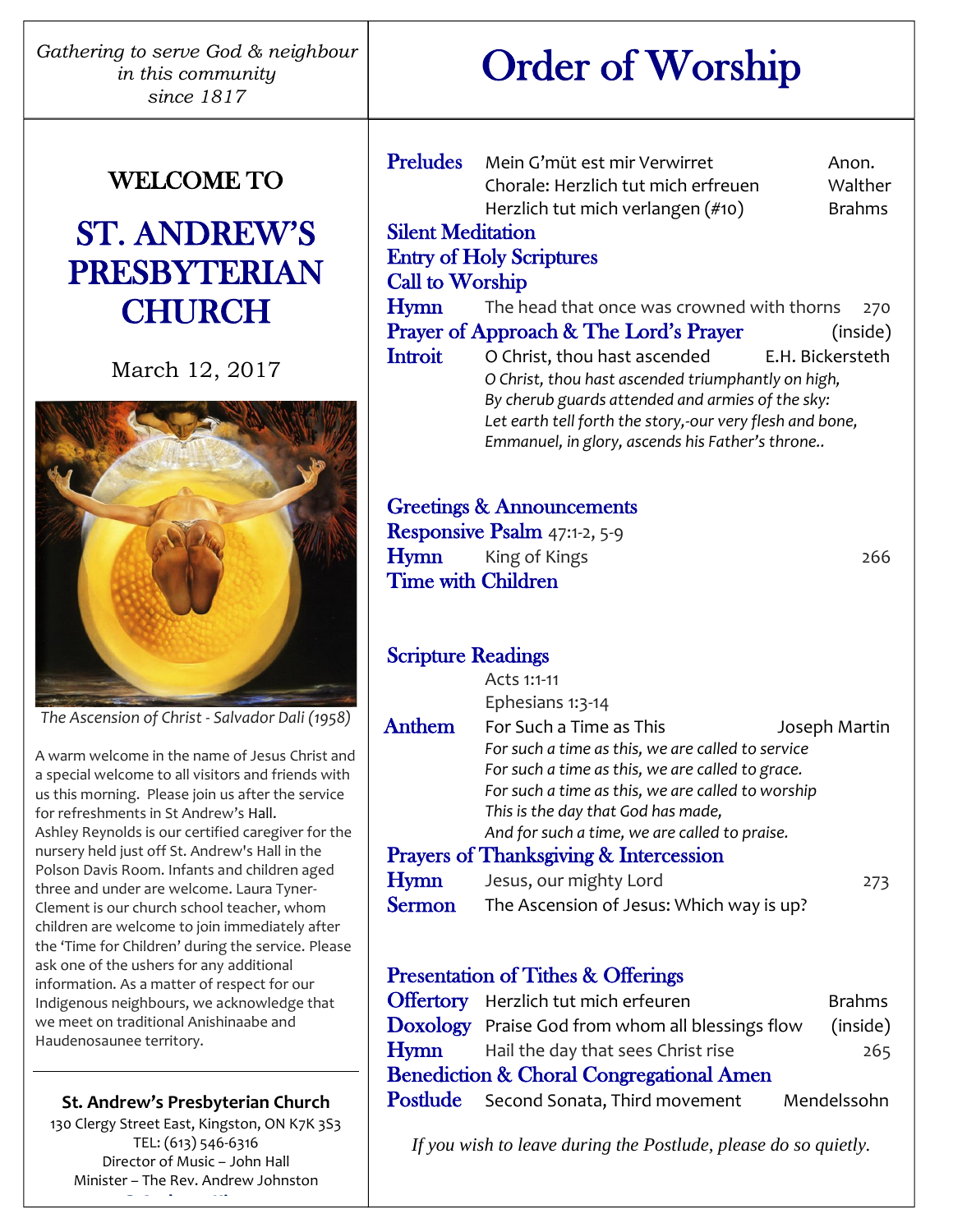*Gathering to serve God & neighbour in this community since 1817*

# WELCOME TO

# ST. ANDREW'S PRESBYTERIAN CHURCH

March 12, 2017

*The Ascension of Christ - Salvador Dali (1958)*

A warm welcome in the name of Jesus Christ and a special welcome to all visitors and friends with us this morning. Please join us after the service for refreshments in St Andrew's Hall. Ashley Reynolds is our certified caregiver for the nursery held just off St. Andrew's Hall in the Polson Davis Room. Infants and children aged three and under are welcome. Laura Tyner-Clement is our church school teacher, whom children are welcome to join immediately after the 'Time for Children' during the service. Please ask one of the ushers for any additional information. As a matter of respect for our Indigenous neighbours, we acknowledge that we meet on traditional Anishinaabe and Haudenosaunee territory.

---

**St. Andrew's Presbyterian Church**
130 Clergy Street East, Kingston, ON K7K 3S3
TEL: (613) 546-6316
Director of Music – John Hall
Minister – The Rev. Andrew Johnston

# Order of Worship

**Preludes** Mein G'müt est mir Verwirret — Anon.
Chorale: Herzlich tut mich erfreuen — Walther
Herzlich tut mich verlangen (#10) — Brahms

**Silent Meditation**

**Entry of Holy Scriptures**

**Call to Worship**

**Hymn** The head that once was crowned with thorns — 270

**Prayer of Approach & The Lord's Prayer** (inside)

**Introit** O Christ, thou hast ascended — E.H. Bickersteth

*O Christ, thou hast ascended triumphantly on high,*
*By cherub guards attended and armies of the sky:*
*Let earth tell forth the story,-our very flesh and bone,*
*Emmanuel, in glory, ascends his Father's throne..*

**Greetings & Announcements**

**Responsive Psalm** 47:1-2, 5-9

**Hymn** King of Kings — 266

**Time with Children**

**Scripture Readings**
Acts 1:1-11
Ephesians 1:3-14

**Anthem** For Such a Time as This — Joseph Martin

*For such a time as this, we are called to service*
*For such a time as this, we are called to grace.*
*For such a time as this, we are called to worship*
*This is the day that God has made,*
*And for such a time, we are called to praise.*

**Prayers of Thanksgiving & Intercession**

**Hymn** Jesus, our mighty Lord — 273

**Sermon** The Ascension of Jesus: Which way is up?

**Presentation of Tithes & Offerings**

**Offertory** Herzlich tut mich erfeuren — Brahms

**Doxology** Praise God from whom all blessings flow — (inside)

**Hymn** Hail the day that sees Christ rise — 265

**Benediction & Choral Congregational Amen**

**Postlude** Second Sonata, Third movement — Mendelssohn

*If you wish to leave during the Postlude, please do so quietly.*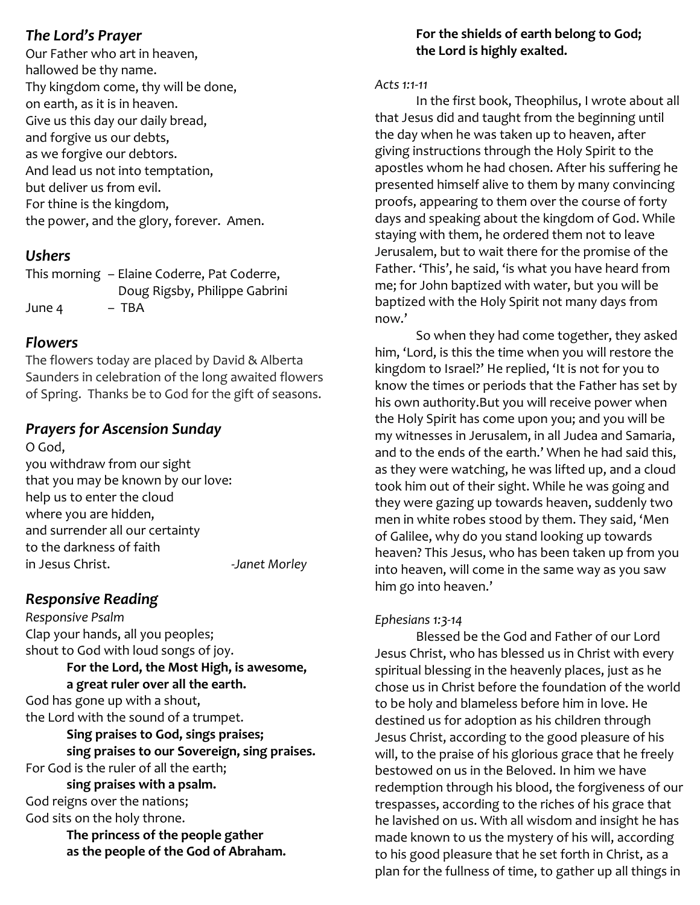### *The Lord's Prayer*

Our Father who art in heaven,
hallowed be thy name.
Thy kingdom come, thy will be done,
on earth, as it is in heaven.
Give us this day our daily bread,
and forgive us our debts,
as we forgive our debtors.
And lead us not into temptation,
but deliver us from evil.
For thine is the kingdom,
the power, and the glory, forever. Amen.

### *Ushers*

This morning – Elaine Coderre, Pat Coderre, Doug Rigsby, Philippe Gabrini
June 4 – TBA

### *Flowers*

The flowers today are placed by David & Alberta Saunders in celebration of the long awaited flowers of Spring. Thanks be to God for the gift of seasons.

### *Prayers for Ascension Sunday*

O God,
you withdraw from our sight
that you may be known by our love:
help us to enter the cloud
where you are hidden,
and surrender all our certainty
to the darkness of faith
in Jesus Christ. *-Janet Morley*

### *Responsive Reading*

*Responsive Psalm*
Clap your hands, all you peoples;
shout to God with loud songs of joy.
**For the Lord, the Most High, is awesome,**
**a great ruler over all the earth.**
God has gone up with a shout,
the Lord with the sound of a trumpet.
**Sing praises to God, sings praises;**
**sing praises to our Sovereign, sing praises.**
For God is the ruler of all the earth;
**sing praises with a psalm.**
God reigns over the nations;
God sits on the holy throne.
**The princess of the people gather**
**as the people of the God of Abraham.**
**For the shields of earth belong to God;**
**the Lord is highly exalted.**

*Acts 1:1-11*

In the first book, Theophilus, I wrote about all that Jesus did and taught from the beginning until the day when he was taken up to heaven, after giving instructions through the Holy Spirit to the apostles whom he had chosen. After his suffering he presented himself alive to them by many convincing proofs, appearing to them over the course of forty days and speaking about the kingdom of God. While staying with them, he ordered them not to leave Jerusalem, but to wait there for the promise of the Father. 'This', he said, 'is what you have heard from me; for John baptized with water, but you will be baptized with the Holy Spirit not many days from now.'

So when they had come together, they asked him, 'Lord, is this the time when you will restore the kingdom to Israel?' He replied, 'It is not for you to know the times or periods that the Father has set by his own authority.But you will receive power when the Holy Spirit has come upon you; and you will be my witnesses in Jerusalem, in all Judea and Samaria, and to the ends of the earth.' When he had said this, as they were watching, he was lifted up, and a cloud took him out of their sight. While he was going and they were gazing up towards heaven, suddenly two men in white robes stood by them. They said, 'Men of Galilee, why do you stand looking up towards heaven? This Jesus, who has been taken up from you into heaven, will come in the same way as you saw him go into heaven.'

*Ephesians 1:3-14*

Blessed be the God and Father of our Lord Jesus Christ, who has blessed us in Christ with every spiritual blessing in the heavenly places, just as he chose us in Christ before the foundation of the world to be holy and blameless before him in love. He destined us for adoption as his children through Jesus Christ, according to the good pleasure of his will, to the praise of his glorious grace that he freely bestowed on us in the Beloved. In him we have redemption through his blood, the forgiveness of our trespasses, according to the riches of his grace that he lavished on us. With all wisdom and insight he has made known to us the mystery of his will, according to his good pleasure that he set forth in Christ, as a plan for the fullness of time, to gather up all things in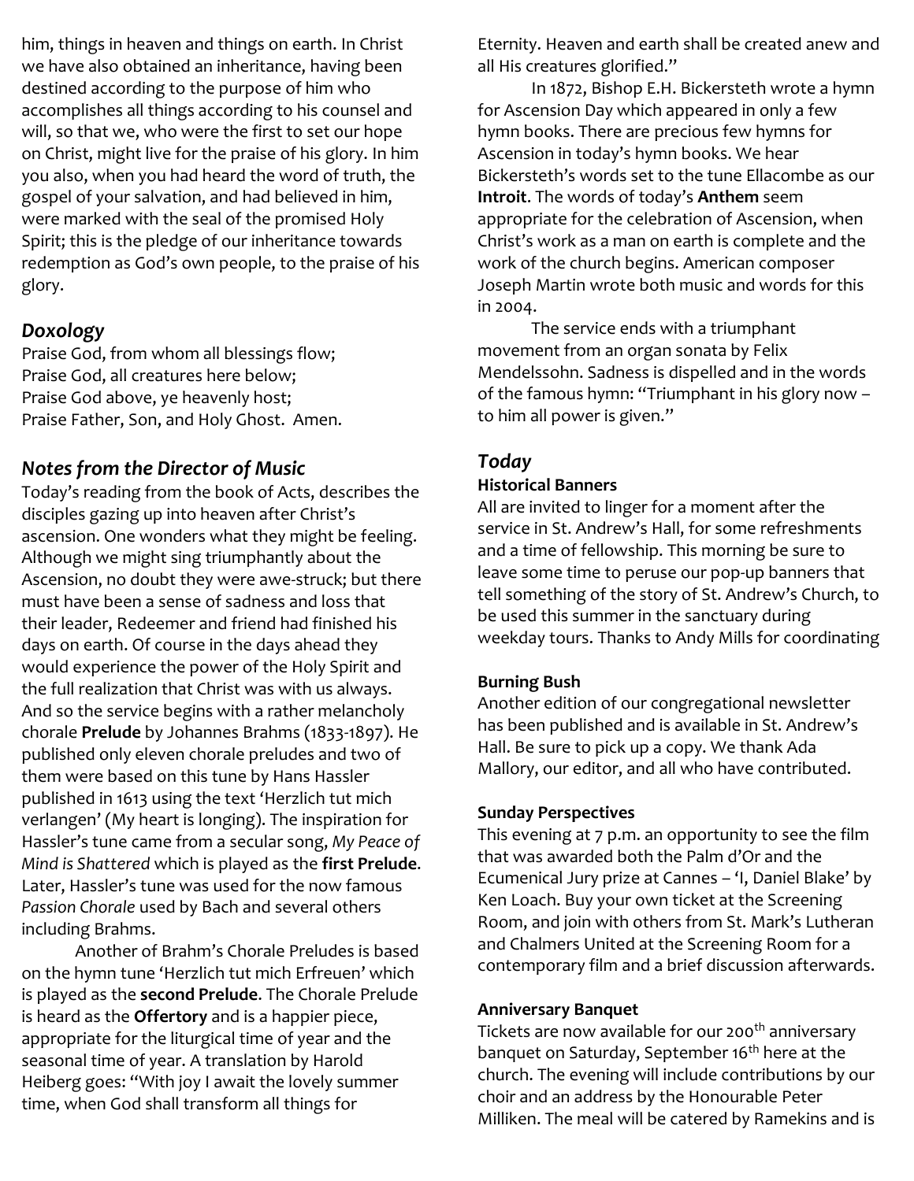him, things in heaven and things on earth. In Christ we have also obtained an inheritance, having been destined according to the purpose of him who accomplishes all things according to his counsel and will, so that we, who were the first to set our hope on Christ, might live for the praise of his glory. In him you also, when you had heard the word of truth, the gospel of your salvation, and had believed in him, were marked with the seal of the promised Holy Spirit; this is the pledge of our inheritance towards redemption as God's own people, to the praise of his glory.

## *Doxology*

Praise God, from whom all blessings flow;
Praise God, all creatures here below;
Praise God above, ye heavenly host;
Praise Father, Son, and Holy Ghost. Amen.

## *Notes from the Director of Music*

Today's reading from the book of Acts, describes the disciples gazing up into heaven after Christ's ascension. One wonders what they might be feeling. Although we might sing triumphantly about the Ascension, no doubt they were awe-struck; but there must have been a sense of sadness and loss that their leader, Redeemer and friend had finished his days on earth. Of course in the days ahead they would experience the power of the Holy Spirit and the full realization that Christ was with us always. And so the service begins with a rather melancholy chorale **Prelude** by Johannes Brahms (1833-1897). He published only eleven chorale preludes and two of them were based on this tune by Hans Hassler published in 1613 using the text 'Herzlich tut mich verlangen' (My heart is longing). The inspiration for Hassler's tune came from a secular song, *My Peace of Mind is Shattered* which is played as the **first Prelude**. Later, Hassler's tune was used for the now famous *Passion Chorale* used by Bach and several others including Brahms.

Another of Brahm's Chorale Preludes is based on the hymn tune 'Herzlich tut mich Erfreuen' which is played as the **second Prelude**. The Chorale Prelude is heard as the **Offertory** and is a happier piece, appropriate for the liturgical time of year and the seasonal time of year. A translation by Harold Heiberg goes: "With joy I await the lovely summer time, when God shall transform all things for Eternity. Heaven and earth shall be created anew and all His creatures glorified."

In 1872, Bishop E.H. Bickersteth wrote a hymn for Ascension Day which appeared in only a few hymn books. There are precious few hymns for Ascension in today's hymn books. We hear Bickersteth's words set to the tune Ellacombe as our **Introit**. The words of today's **Anthem** seem appropriate for the celebration of Ascension, when Christ's work as a man on earth is complete and the work of the church begins. American composer Joseph Martin wrote both music and words for this in 2004.

The service ends with a triumphant movement from an organ sonata by Felix Mendelssohn. Sadness is dispelled and in the words of the famous hymn: "Triumphant in his glory now – to him all power is given."

## *Today*

**Historical Banners**

All are invited to linger for a moment after the service in St. Andrew's Hall, for some refreshments and a time of fellowship. This morning be sure to leave some time to peruse our pop-up banners that tell something of the story of St. Andrew's Church, to be used this summer in the sanctuary during weekday tours. Thanks to Andy Mills for coordinating

**Burning Bush**

Another edition of our congregational newsletter has been published and is available in St. Andrew's Hall. Be sure to pick up a copy. We thank Ada Mallory, our editor, and all who have contributed.

**Sunday Perspectives**

This evening at 7 p.m. an opportunity to see the film that was awarded both the Palm d'Or and the Ecumenical Jury prize at Cannes – 'I, Daniel Blake' by Ken Loach. Buy your own ticket at the Screening Room, and join with others from St. Mark's Lutheran and Chalmers United at the Screening Room for a contemporary film and a brief discussion afterwards.

**Anniversary Banquet**

Tickets are now available for our 200th anniversary banquet on Saturday, September 16th here at the church. The evening will include contributions by our choir and an address by the Honourable Peter Milliken. The meal will be catered by Ramekins and is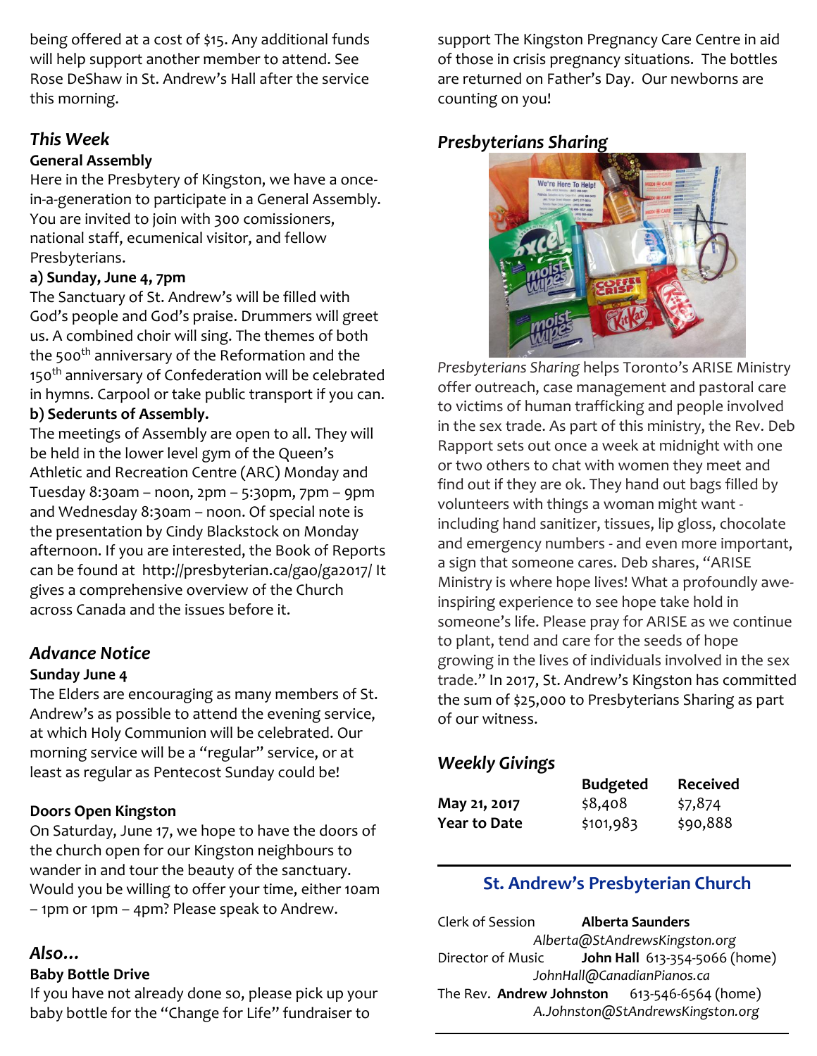being offered at a cost of $15. Any additional funds will help support another member to attend. See Rose DeShaw in St. Andrew's Hall after the service this morning.

## *This Week*

**General Assembly**

Here in the Presbytery of Kingston, we have a once-in-a-generation to participate in a General Assembly. You are invited to join with 300 comissioners, national staff, ecumenical visitor, and fellow Presbyterians.

**a) Sunday, June 4, 7pm**

The Sanctuary of St. Andrew's will be filled with God's people and God's praise. Drummers will greet us. A combined choir will sing. The themes of both the 500th anniversary of the Reformation and the 150th anniversary of Confederation will be celebrated in hymns. Carpool or take public transport if you can.

**b) Sederunts of Assembly.**

The meetings of Assembly are open to all. They will be held in the lower level gym of the Queen's Athletic and Recreation Centre (ARC) Monday and Tuesday 8:30am – noon, 2pm – 5:30pm, 7pm – 9pm and Wednesday 8:30am – noon. Of special note is the presentation by Cindy Blackstock on Monday afternoon. If you are interested, the Book of Reports can be found at http://presbyterian.ca/gao/ga2017/ It gives a comprehensive overview of the Church across Canada and the issues before it.

## *Advance Notice*

**Sunday June 4**

The Elders are encouraging as many members of St. Andrew's as possible to attend the evening service, at which Holy Communion will be celebrated. Our morning service will be a "regular" service, or at least as regular as Pentecost Sunday could be!

**Doors Open Kingston**

On Saturday, June 17, we hope to have the doors of the church open for our Kingston neighbours to wander in and tour the beauty of the sanctuary. Would you be willing to offer your time, either 10am – 1pm or 1pm – 4pm? Please speak to Andrew.

## *Also...*

**Baby Bottle Drive**

If you have not already done so, please pick up your baby bottle for the "Change for Life" fundraiser to support The Kingston Pregnancy Care Centre in aid of those in crisis pregnancy situations. The bottles are returned on Father's Day. Our newborns are counting on you!

## *Presbyterians Sharing*

*Presbyterians Sharing* helps Toronto's ARISE Ministry offer outreach, case management and pastoral care to victims of human trafficking and people involved in the sex trade. As part of this ministry, the Rev. Deb Rapport sets out once a week at midnight with one or two others to chat with women they meet and find out if they are ok. They hand out bags filled by volunteers with things a woman might want - including hand sanitizer, tissues, lip gloss, chocolate and emergency numbers - and even more important, a sign that someone cares. Deb shares, "ARISE Ministry is where hope lives! What a profoundly awe-inspiring experience to see hope take hold in someone's life. Please pray for ARISE as we continue to plant, tend and care for the seeds of hope growing in the lives of individuals involved in the sex trade." In 2017, St. Andrew's Kingston has committed the sum of $25,000 to Presbyterians Sharing as part of our witness.

## *Weekly Givings*

| | Budgeted | Received |
|---|---|---|
| **May 21, 2017** | $8,408 | $7,874 |
| **Year to Date** | $101,983 | $90,888 |

## St. Andrew's Presbyterian Church

Clerk of Session **Alberta Saunders**
*Alberta@StAndrewsKingston.org*

Director of Music **John Hall** 613-354-5066 (home)
*JohnHall@CanadianPianos.ca*

The Rev. **Andrew Johnston** 613-546-6564 (home)
*A.Johnston@StAndrewsKingston.org*